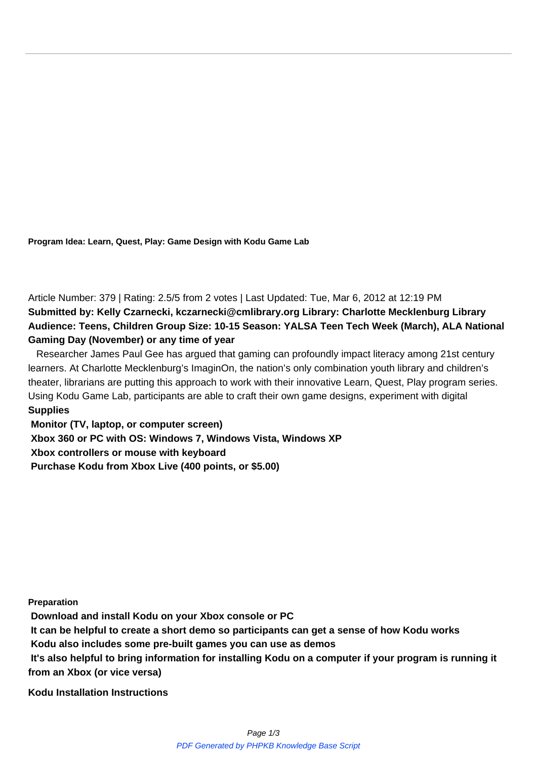**Program Idea: Learn, Quest, Play: Game Design with Kodu Game Lab**

Article Number: 379 | Rating: 2.5/5 from 2 votes | Last Updated: Tue, Mar 6, 2012 at 12:19 PM

**Submitted by: Kelly Czarnecki, kczarnecki@cmlibrary.org Library: Charlotte Mecklenburg Library Audience: Teens, Children Group Size: 10-15 Season: YALSA Teen Tech Week (March), ALA National Gaming Day (November) or any time of year**

Researcher James Paul Gee has argued that gaming can profoundly impact literacy among 21st century learners. At Charlotte Mecklenburg's ImaginOn, the nation's only combination youth library and children's theater, librarians are putting this approach to work with their innovative Learn, Quest, Play program series. Using Kodu Game Lab, participants are able to craft their own game designs, experiment with digital

**Supplies**

**Monitor (TV, laptop, or computer screen)**

**Xbox 360 or PC with OS: Windows 7, Windows Vista, Windows XP**

**Xbox controllers or mouse with keyboard**

**Purchase Kodu from Xbox Live (400 points, or $5.00)**

**Preparation**

**Download and install Kodu on your Xbox console or PC**

**It can be helpful to create a short demo so participants can get a sense of how Kodu works**

**Kodu also includes some pre-built games you can use as demos**

**It's also helpful to bring information for installing Kodu on a computer if your program is running it from an Xbox (or vice versa)**

**Kodu Installation Instructions**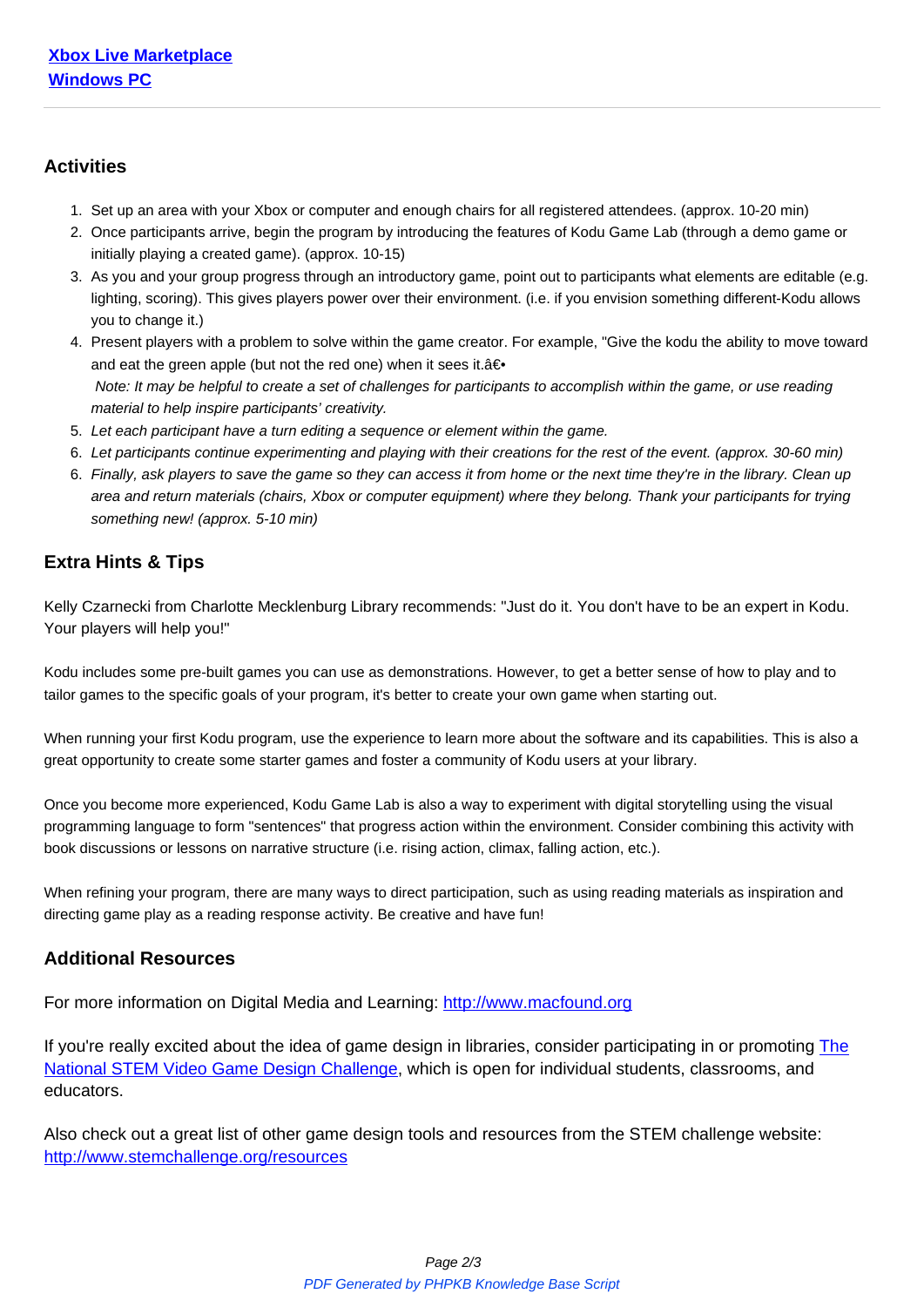[Xbox Live Marketplace](#)
[Windows PC](#)

### Activities

1. Set up an area with your Xbox or computer and enough chairs for all registered attendees. (approx. 10-20 min)
2. Once participants arrive, begin the program by introducing the features of Kodu Game Lab (through a demo game or initially playing a created game). (approx. 10-15)
3. As you and your group progress through an introductory game, point out to participants what elements are editable (e.g. lighting, scoring). This gives players power over their environment. (i.e. if you envision something different-Kodu allows you to change it.)
4. Present players with a problem to solve within the game creator. For example, "Give the kodu the ability to move toward and eat the green apple (but not the red one) when it sees it.â€•
   *Note: It may be helpful to create a set of challenges for participants to accomplish within the game, or use reading material to help inspire participants' creativity.*
5. *Let each participant have a turn editing a sequence or element within the game.*
6. *Let participants continue experimenting and playing with their creations for the rest of the event. (approx. 30-60 min)*
6. *Finally, ask players to save the game so they can access it from home or the next time they're in the library. Clean up area and return materials (chairs, Xbox or computer equipment) where they belong. Thank your participants for trying something new! (approx. 5-10 min)*

### Extra Hints & Tips

Kelly Czarnecki from Charlotte Mecklenburg Library recommends: "Just do it. You don't have to be an expert in Kodu. Your players will help you!"

Kodu includes some pre-built games you can use as demonstrations. However, to get a better sense of how to play and to tailor games to the specific goals of your program, it's better to create your own game when starting out.

When running your first Kodu program, use the experience to learn more about the software and its capabilities. This is also a great opportunity to create some starter games and foster a community of Kodu users at your library.

Once you become more experienced, Kodu Game Lab is also a way to experiment with digital storytelling using the visual programming language to form "sentences" that progress action within the environment. Consider combining this activity with book discussions or lessons on narrative structure (i.e. rising action, climax, falling action, etc.).

When refining your program, there are many ways to direct participation, such as using reading materials as inspiration and directing game play as a reading response activity. Be creative and have fun!

### Additional Resources

For more information on Digital Media and Learning: [http://www.macfound.org](http://www.macfound.org)

If you're really excited about the idea of game design in libraries, consider participating in or promoting [The National STEM Video Game Design Challenge](#), which is open for individual students, classrooms, and educators.

Also check out a great list of other game design tools and resources from the STEM challenge website: [http://www.stemchallenge.org/resources](http://www.stemchallenge.org/resources)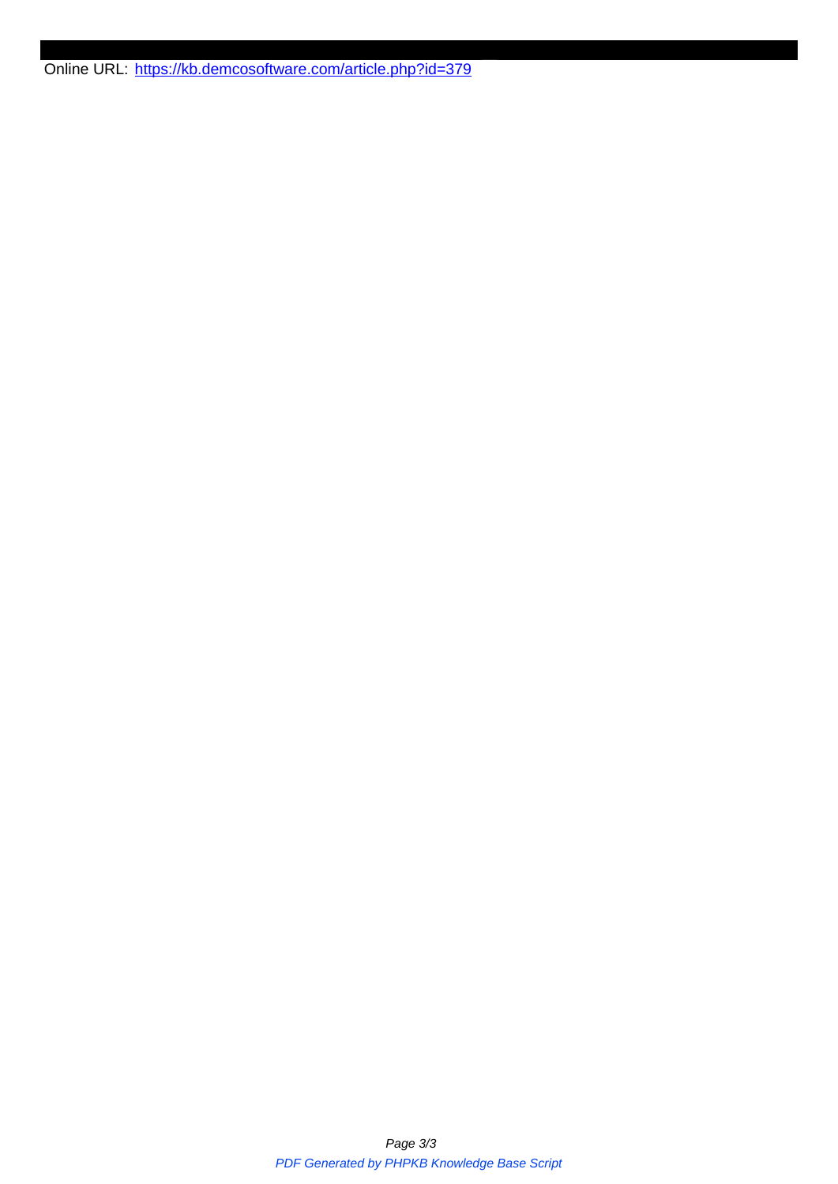Online URL: https://kb.demcosoftware.com/article.php?id=379